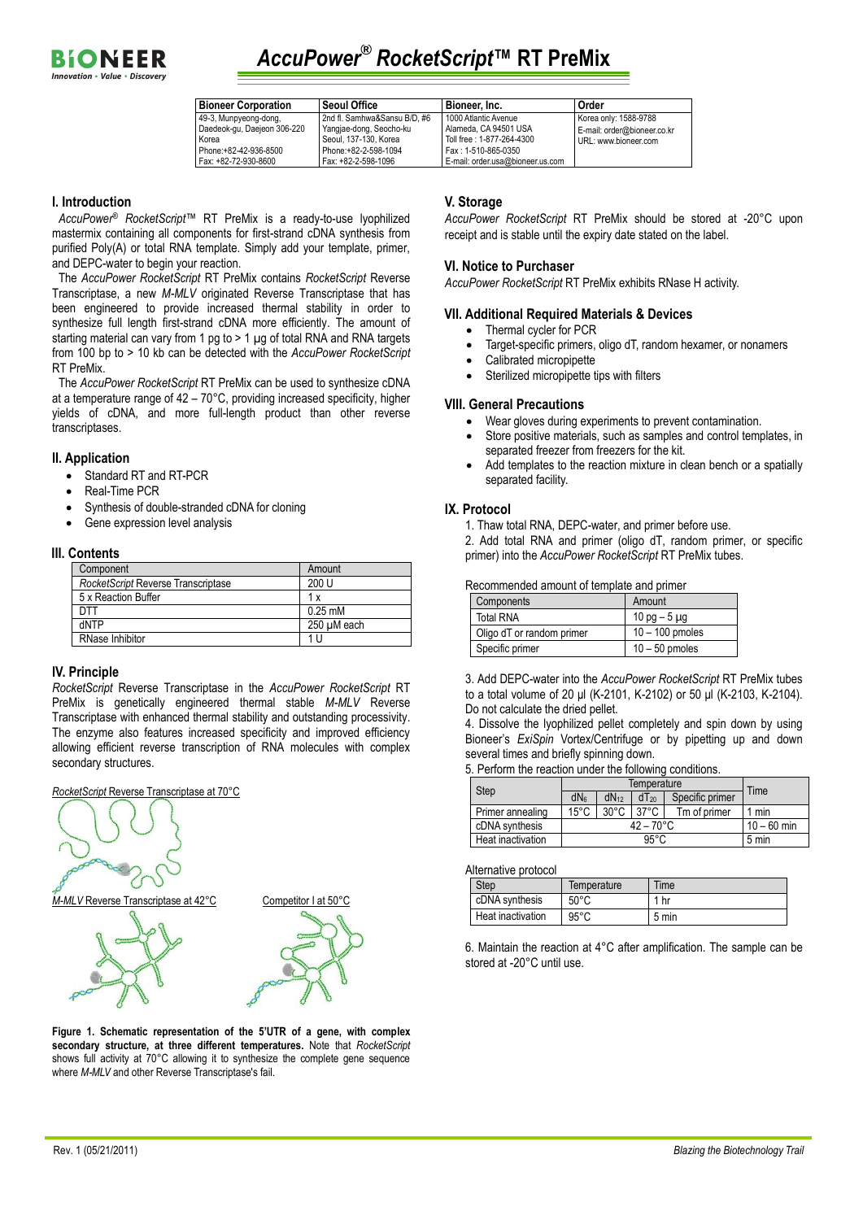# *AccuPower® RocketScript™* RT PreMix

| Bioneer Corporation | Seoul Office | Bioneer, Inc. | Order |
|---|---|---|---|
| 49-3, Munpyeong-dong, Daedeok-gu, Daejeon 306-220 Korea Phone:+82-42-936-8500 Fax: +82-72-930-8600 | 2nd fl. Samhwa&Sansu B/D, #6 Yangjae-dong, Seocho-ku Seoul, 137-130, Korea Phone:+82-2-598-1094 Fax: +82-2-598-1096 | 1000 Atlantic Avenue Alameda, CA 94501 USA Toll free : 1-877-264-4300 Fax : 1-510-865-0350 E-mail: order.usa@bioneer.us.com | Korea only: 1588-9788 E-mail: order@bioneer.co.kr URL: www.bioneer.com |

## I. Introduction

*AccuPower® RocketScript™* RT PreMix is a ready-to-use lyophilized mastermix containing all components for first-strand cDNA synthesis from purified Poly(A) or total RNA template. Simply add your template, primer, and DEPC-water to begin your reaction.

The *AccuPower RocketScript* RT PreMix contains *RocketScript* Reverse Transcriptase, a new *M-MLV* originated Reverse Transcriptase that has been engineered to provide increased thermal stability in order to synthesize full length first-strand cDNA more efficiently. The amount of starting material can vary from 1 pg to > 1 μg of total RNA and RNA targets from 100 bp to > 10 kb can be detected with the *AccuPower RocketScript* RT PreMix.

The *AccuPower RocketScript* RT PreMix can be used to synthesize cDNA at a temperature range of 42 – 70°C, providing increased specificity, higher yields of cDNA, and more full-length product than other reverse transcriptases.

## II. Application

- Standard RT and RT-PCR
- Real-Time PCR
- Synthesis of double-stranded cDNA for cloning
- Gene expression level analysis

## III. Contents

| Component | Amount |
|---|---|
| *RocketScript* Reverse Transcriptase | 200 U |
| 5 x Reaction Buffer | 1 x |
| DTT | 0.25 mM |
| dNTP | 250 μM each |
| RNase Inhibitor | 1 U |

## IV. Principle

*RocketScript* Reverse Transcriptase in the *AccuPower RocketScript* RT PreMix is genetically engineered thermal stable *M-MLV* Reverse Transcriptase with enhanced thermal stability and outstanding processivity. The enzyme also features increased specificity and improved efficiency allowing efficient reverse transcription of RNA molecules with complex secondary structures.

*RocketScript* Reverse Transcriptase at 70°C

*M-MLV* Reverse Transcriptase at 42°C

Competitor I at 50°C

**Figure 1. Schematic representation of the 5'UTR of a gene, with complex secondary structure, at three different temperatures.** Note that *RocketScript* shows full activity at 70°C allowing it to synthesize the complete gene sequence where *M-MLV* and other Reverse Transcriptase's fail.

## V. Storage

*AccuPower RocketScript* RT PreMix should be stored at -20°C upon receipt and is stable until the expiry date stated on the label.

## VI. Notice to Purchaser

*AccuPower RocketScript* RT PreMix exhibits RNase H activity.

## VII. Additional Required Materials & Devices

- Thermal cycler for PCR
- Target-specific primers, oligo dT, random hexamer, or nonamers
- Calibrated micropipette
- Sterilized micropipette tips with filters

## VIII. General Precautions

- Wear gloves during experiments to prevent contamination.
- Store positive materials, such as samples and control templates, in separated freezer from freezers for the kit.
- Add templates to the reaction mixture in clean bench or a spatially separated facility.

## IX. Protocol

1. Thaw total RNA, DEPC-water, and primer before use.
2. Add total RNA and primer (oligo dT, random primer, or specific primer) into the *AccuPower RocketScript* RT PreMix tubes.

Recommended amount of template and primer

| Components | Amount |
|---|---|
| Total RNA | 10 pg – 5 μg |
| Oligo dT or random primer | 10 – 100 pmoles |
| Specific primer | 10 – 50 pmoles |

3. Add DEPC-water into the *AccuPower RocketScript* RT PreMix tubes to a total volume of 20 μl (K-2101, K-2102) or 50 μl (K-2103, K-2104). Do not calculate the dried pellet.
4. Dissolve the lyophilized pellet completely and spin down by using Bioneer's *ExiSpin* Vortex/Centrifuge or by pipetting up and down several times and briefly spinning down.
5. Perform the reaction under the following conditions.

| Step | Temperature | | | | Time |
|---|---|---|---|---|---|
| | $dN_6$ | $dN_{12}$ | $dT_{20}$ | Specific primer | |
| Primer annealing | 15°C | 30°C | 37°C | Tm of primer | 1 min |
| cDNA synthesis | 42 – 70°C | | | | 10 – 60 min |
| Heat inactivation | 95°C | | | | 5 min |

Alternative protocol

| Step | Temperature | Time |
|---|---|---|
| cDNA synthesis | 50°C | 1 hr |
| Heat inactivation | 95°C | 5 min |

6. Maintain the reaction at 4°C after amplification. The sample can be stored at -20°C until use.

Rev. 1 (05/21/2011)

*Blazing the Biotechnology Trail*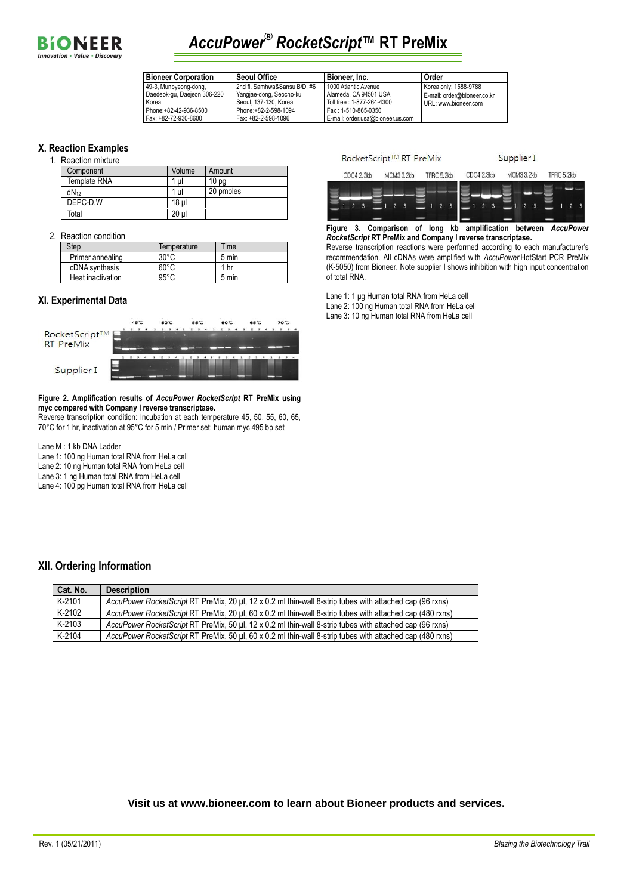# AccuPower® RocketScript™ RT PreMix

| Bioneer Corporation | Seoul Office | Bioneer, Inc. | Order |
|---|---|---|---|
| 49-3, Munpyeong-dong, Daedeok-gu, Daejeon 306-220 Korea Phone:+82-42-936-8500 Fax: +82-72-930-8600 | 2nd fl. Samhwa&Sansu B/D, #6 Yangjae-dong, Seocho-ku Seoul, 137-130, Korea Phone:+82-2-598-1094 Fax: +82-2-598-1096 | 1000 Atlantic Avenue Alameda, CA 94501 USA Toll free : 1-877-264-4300 Fax : 1-510-865-0350 E-mail: order.usa@bioneer.us.com | Korea only: 1588-9788 E-mail: order@bioneer.co.kr URL: www.bioneer.com |

## X. Reaction Examples

1. Reaction mixture

| Component | Volume | Amount |
|---|---|---|
| Template RNA | 1 µl | 10 pg |
| $dN_{12}$ | 1 ul | 20 pmoles |
| DEPC-D.W | 18 µl | |
| Total | 20 µl | |

2. Reaction condition

| Step | Temperature | Time |
|---|---|---|
| Primer annealing | 30°C | 5 min |
| cDNA synthesis | 60°C | 1 hr |
| Heat inactivation | 95°C | 5 min |

## XI. Experimental Data

RocketScript™ RT PreMix
Supplier I
45℃ 50℃ 55℃ 60℃ 65℃ 70℃

**Figure 2. Amplification results of *AccuPower RocketScript* RT PreMix using myc compared with Company I reverse transcriptase.**
Reverse transcription condition: Incubation at each temperature 45, 50, 55, 60, 65, 70°C for 1 hr, inactivation at 95°C for 5 min / Primer set: human myc 495 bp set

Lane M : 1 kb DNA Ladder
Lane 1: 100 ng Human total RNA from HeLa cell
Lane 2: 10 ng Human total RNA from HeLa cell
Lane 3: 1 ng Human total RNA from HeLa cell
Lane 4: 100 pg Human total RNA from HeLa cell

RocketScript™ RT PreMix
Supplier I
CDC4 2.3kb MCM3 3.2kb TFRC 5.2kb CDC4 2.3kb MCM3 3.2kb TFRC 5.2kb

**Figure 3. Comparison of long kb amplification between *AccuPower RocketScript* RT PreMix and Company I reverse transcriptase.**
Reverse transcription reactions were performed according to each manufacturer's recommendation. All cDNAs were amplified with *AccuPower* HotStart PCR PreMix (K-5050) from Bioneer. Note supplier I shows inhibition with high input concentration of total RNA.

Lane 1: 1 µg Human total RNA from HeLa cell
Lane 2: 100 ng Human total RNA from HeLa cell
Lane 3: 10 ng Human total RNA from HeLa cell

## XII. Ordering Information

| Cat. No. | Description |
|---|---|
| K-2101 | *AccuPower RocketScript* RT PreMix, 20 µl, 12 x 0.2 ml thin-wall 8-strip tubes with attached cap (96 rxns) |
| K-2102 | *AccuPower RocketScript* RT PreMix, 20 µl, 60 x 0.2 ml thin-wall 8-strip tubes with attached cap (480 rxns) |
| K-2103 | *AccuPower RocketScript* RT PreMix, 50 µl, 12 x 0.2 ml thin-wall 8-strip tubes with attached cap (96 rxns) |
| K-2104 | *AccuPower RocketScript* RT PreMix, 50 µl, 60 x 0.2 ml thin-wall 8-strip tubes with attached cap (480 rxns) |

**Visit us at www.bioneer.com to learn about Bioneer products and services.**

Rev. 1 (05/21/2011)